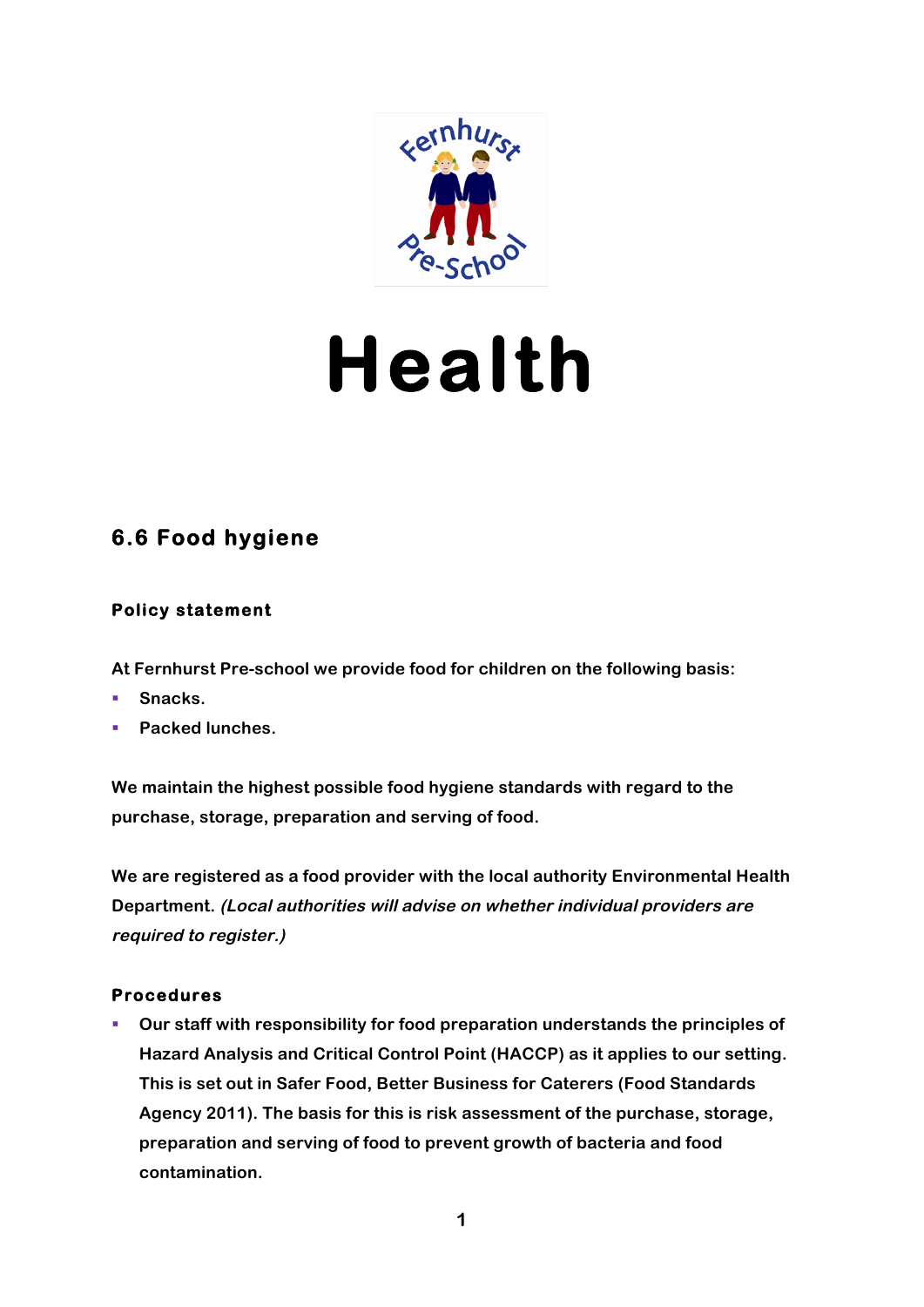# Health

## 6.6 Food hygiene

### Policy statement

At Fernhurst Pre-school we provide food for children on the following basis:

- Snacks.
- Packed lunches.

We maintain the highest possible food hygiene standards with regard to the purchase, storage, preparation and serving of food.

We are registered as a food provider with the local authority Environmental Health Department. *(Local authorities will advise on whether individual providers are required to register.)*

### Procedures

- Our staff with responsibility for food preparation understands the principles of Hazard Analysis and Critical Control Point (HACCP) as it applies to our setting. This is set out in Safer Food, Better Business for Caterers (Food Standards Agency 2011). The basis for this is risk assessment of the purchase, storage, preparation and serving of food to prevent growth of bacteria and food contamination.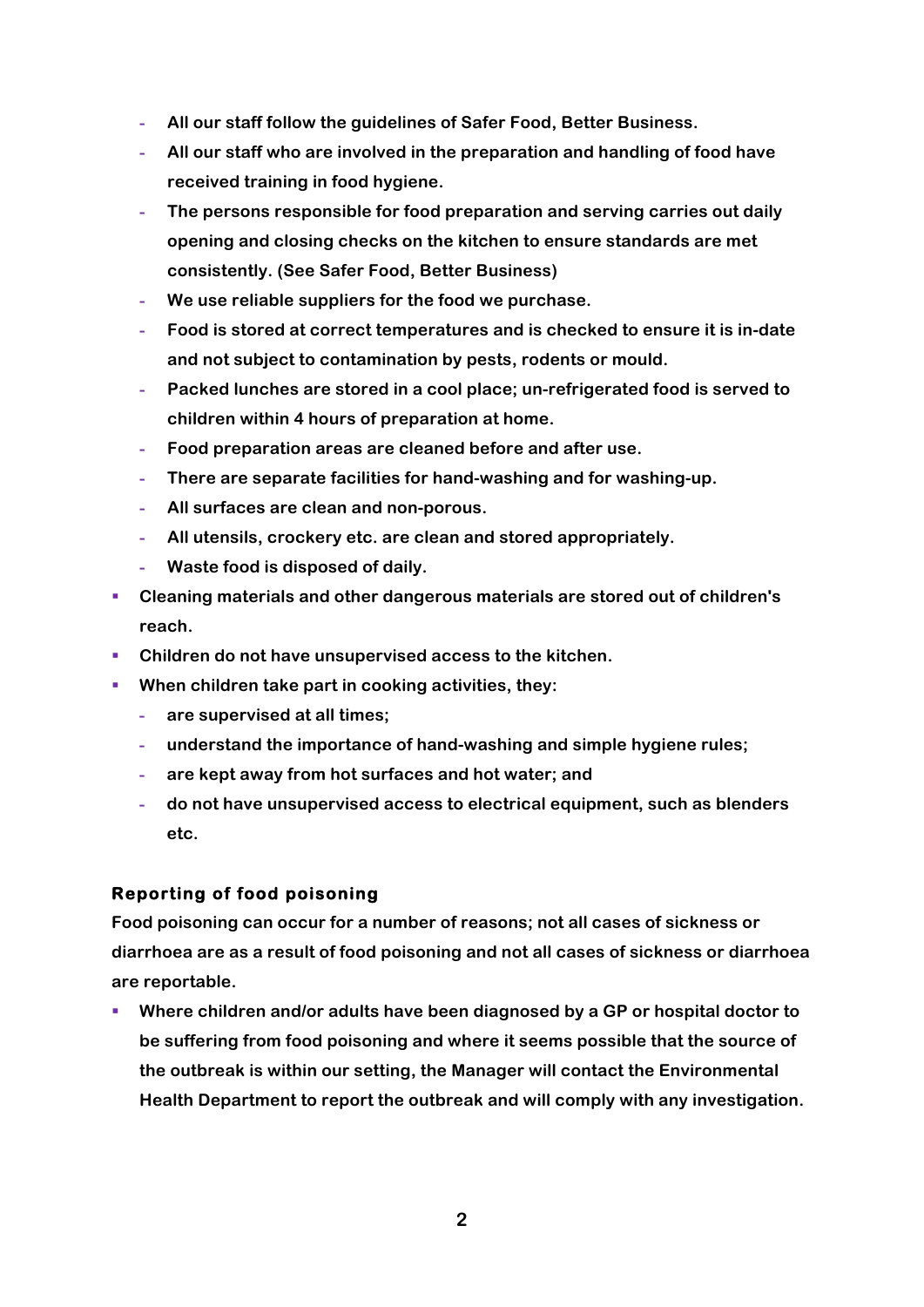- All our staff follow the guidelines of Safer Food, Better Business.
  - All our staff who are involved in the preparation and handling of food have received training in food hygiene.
  - The persons responsible for food preparation and serving carries out daily opening and closing checks on the kitchen to ensure standards are met consistently. (See Safer Food, Better Business)
  - We use reliable suppliers for the food we purchase.
  - Food is stored at correct temperatures and is checked to ensure it is in-date and not subject to contamination by pests, rodents or mould.
  - Packed lunches are stored in a cool place; un-refrigerated food is served to children within 4 hours of preparation at home.
  - Food preparation areas are cleaned before and after use.
  - There are separate facilities for hand-washing and for washing-up.
  - All surfaces are clean and non-porous.
  - All utensils, crockery etc. are clean and stored appropriately.
  - Waste food is disposed of daily.
- Cleaning materials and other dangerous materials are stored out of children's reach.
- Children do not have unsupervised access to the kitchen.
- When children take part in cooking activities, they:
  - are supervised at all times;
  - understand the importance of hand-washing and simple hygiene rules;
  - are kept away from hot surfaces and hot water; and
  - do not have unsupervised access to electrical equipment, such as blenders etc.

### Reporting of food poisoning

Food poisoning can occur for a number of reasons; not all cases of sickness or diarrhoea are as a result of food poisoning and not all cases of sickness or diarrhoea are reportable.

- Where children and/or adults have been diagnosed by a GP or hospital doctor to be suffering from food poisoning and where it seems possible that the source of the outbreak is within our setting, the Manager will contact the Environmental Health Department to report the outbreak and will comply with any investigation.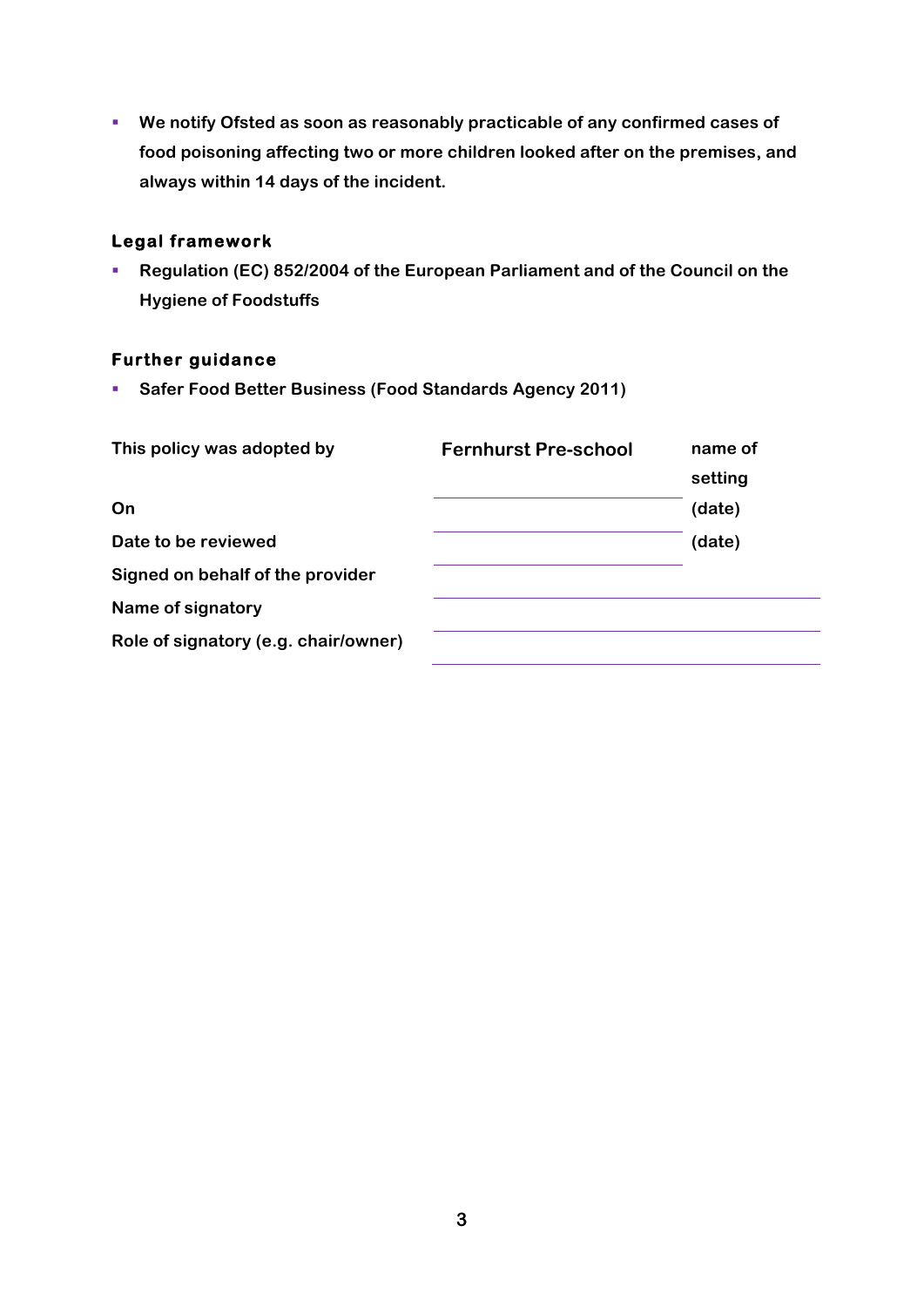- **We notify Ofsted as soon as reasonably practicable of any confirmed cases of food poisoning affecting two or more children looked after on the premises, and always within 14 days of the incident.**

## Legal framework

- **Regulation (EC) 852/2004 of the European Parliament and of the Council on the Hygiene of Foodstuffs**

## Further guidance

- **Safer Food Better Business (Food Standards Agency 2011)**

| | | |
|---|---|---|
| **This policy was adopted by** | **Fernhurst Pre-school** | **name of setting** |
| **On** | | **(date)** |
| **Date to be reviewed** | | **(date)** |
| **Signed on behalf of the provider** | | |
| **Name of signatory** | | |
| **Role of signatory (e.g. chair/owner)** | | |